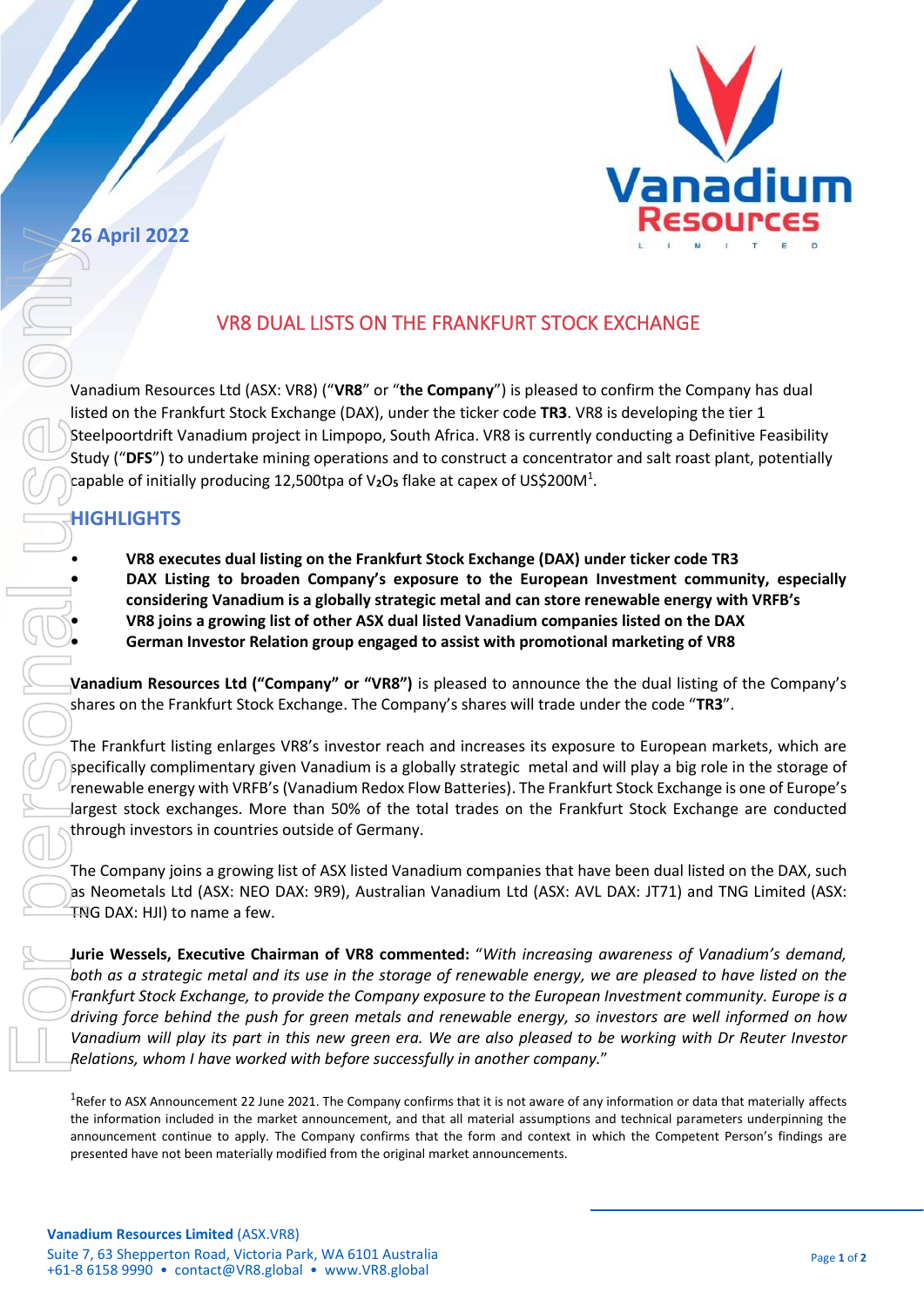26 April 2022

# VR8 DUAL LISTS ON THE FRANKFURT STOCK EXCHANGE

Vanadium Resources Ltd (ASX: VR8) ("**VR8**" or "**the Company**") is pleased to confirm the Company has dual listed on the Frankfurt Stock Exchange (DAX), under the ticker code **TR3**. VR8 is developing the tier 1 Steelpoortdrift Vanadium project in Limpopo, South Africa. VR8 is currently conducting a Definitive Feasibility Study ("**DFS**") to undertake mining operations and to construct a concentrator and salt roast plant, potentially capable of initially producing 12,500tpa of $V_2O_5$ flake at capex of US$200M[1].

## HIGHLIGHTS

- **VR8 executes dual listing on the Frankfurt Stock Exchange (DAX) under ticker code TR3**
- **DAX Listing to broaden Company's exposure to the European Investment community, especially considering Vanadium is a globally strategic metal and can store renewable energy with VRFB's**
- **VR8 joins a growing list of other ASX dual listed Vanadium companies listed on the DAX**
- **German Investor Relation group engaged to assist with promotional marketing of VR8**

**Vanadium Resources Ltd ("Company" or "VR8")** is pleased to announce the the dual listing of the Company's shares on the Frankfurt Stock Exchange. The Company's shares will trade under the code "**TR3**".

The Frankfurt listing enlarges VR8's investor reach and increases its exposure to European markets, which are specifically complimentary given Vanadium is a globally strategic metal and will play a big role in the storage of renewable energy with VRFB's (Vanadium Redox Flow Batteries). The Frankfurt Stock Exchange is one of Europe's largest stock exchanges. More than 50% of the total trades on the Frankfurt Stock Exchange are conducted through investors in countries outside of Germany.

The Company joins a growing list of ASX listed Vanadium companies that have been dual listed on the DAX, such as Neometals Ltd (ASX: NEO DAX: 9R9), Australian Vanadium Ltd (ASX: AVL DAX: JT71) and TNG Limited (ASX: TNG DAX: HJI) to name a few.

**Jurie Wessels, Executive Chairman of VR8 commented:** "*With increasing awareness of Vanadium's demand, both as a strategic metal and its use in the storage of renewable energy, we are pleased to have listed on the Frankfurt Stock Exchange, to provide the Company exposure to the European Investment community. Europe is a driving force behind the push for green metals and renewable energy, so investors are well informed on how Vanadium will play its part in this new green era. We are also pleased to be working with Dr Reuter Investor Relations, whom I have worked with before successfully in another company.*"

[1]Refer to ASX Announcement 22 June 2021. The Company confirms that it is not aware of any information or data that materially affects the information included in the market announcement, and that all material assumptions and technical parameters underpinning the announcement continue to apply. The Company confirms that the form and context in which the Competent Person's findings are presented have not been materially modified from the original market announcements.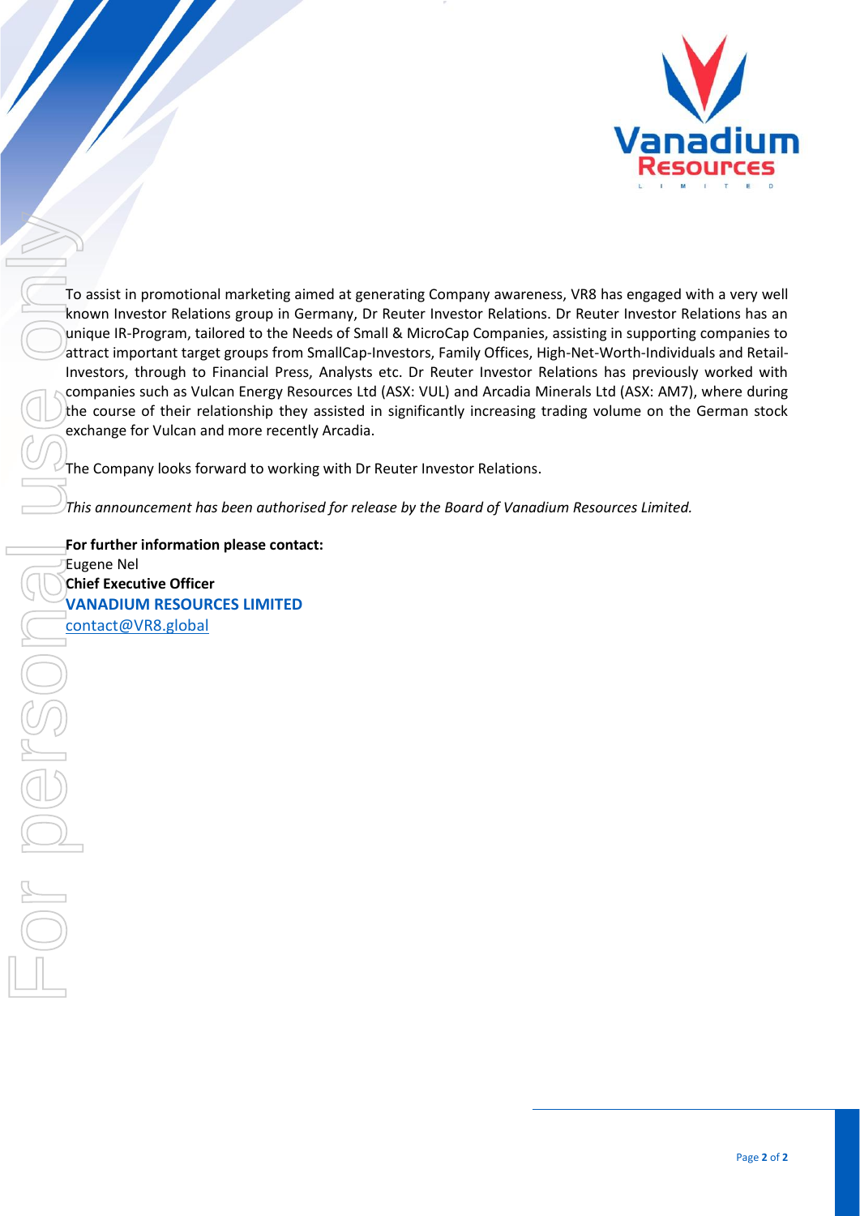To assist in promotional marketing aimed at generating Company awareness, VR8 has engaged with a very well known Investor Relations group in Germany, Dr Reuter Investor Relations. Dr Reuter Investor Relations has an unique IR-Program, tailored to the Needs of Small & MicroCap Companies, assisting in supporting companies to attract important target groups from SmallCap-Investors, Family Offices, High-Net-Worth-Individuals and Retail-Investors, through to Financial Press, Analysts etc. Dr Reuter Investor Relations has previously worked with companies such as Vulcan Energy Resources Ltd (ASX: VUL) and Arcadia Minerals Ltd (ASX: AM7), where during the course of their relationship they assisted in significantly increasing trading volume on the German stock exchange for Vulcan and more recently Arcadia.

The Company looks forward to working with Dr Reuter Investor Relations.

*This announcement has been authorised for release by the Board of Vanadium Resources Limited.*

**For further information please contact:**
Eugene Nel
**Chief Executive Officer**
**VANADIUM RESOURCES LIMITED**
contact@VR8.global